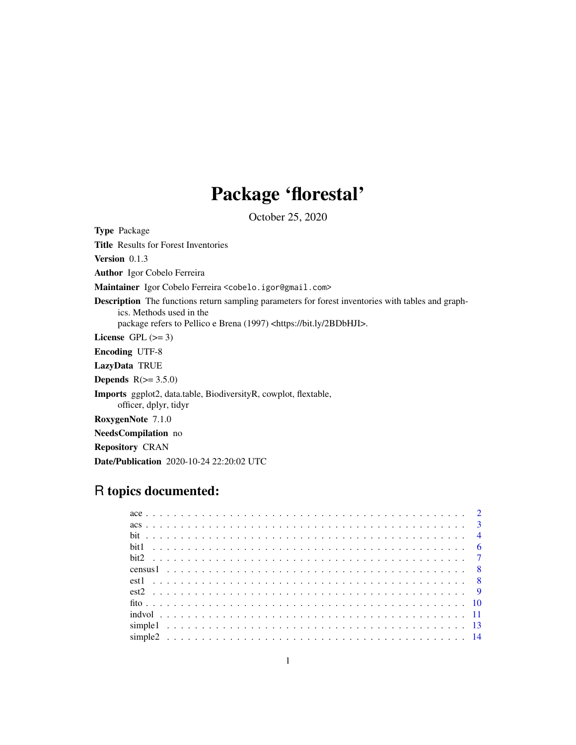# Package 'florestal'

October 25, 2020

**Type** Package

**Title** Results for Forest Inventories

**Version** 0.1.3

**Author** Igor Cobelo Ferreira

**Maintainer** Igor Cobelo Ferreira <cobelo.igor@gmail.com>

**Description** The functions return sampling parameters for forest inventories with tables and graphics. Methods used in the package refers to Pellico e Brena (1997) <https://bit.ly/2BDbHJI>.

**License** GPL (>= 3)

**Encoding** UTF-8

**LazyData** TRUE

**Depends** R(>= 3.5.0)

**Imports** ggplot2, data.table, BiodiversityR, cowplot, flextable, officer, dplyr, tidyr

**RoxygenNote** 7.1.0

**NeedsCompilation** no

**Repository** CRAN

**Date/Publication** 2020-10-24 22:20:02 UTC

## R topics documented:

| | |
|---|---|
| ace | 2 |
| acs | 3 |
| bit | 4 |
| bit1 | 6 |
| bit2 | 7 |
| census1 | 8 |
| est1 | 8 |
| est2 | 9 |
| fito | 10 |
| indvol | 11 |
| simple1 | 13 |
| simple2 | 14 |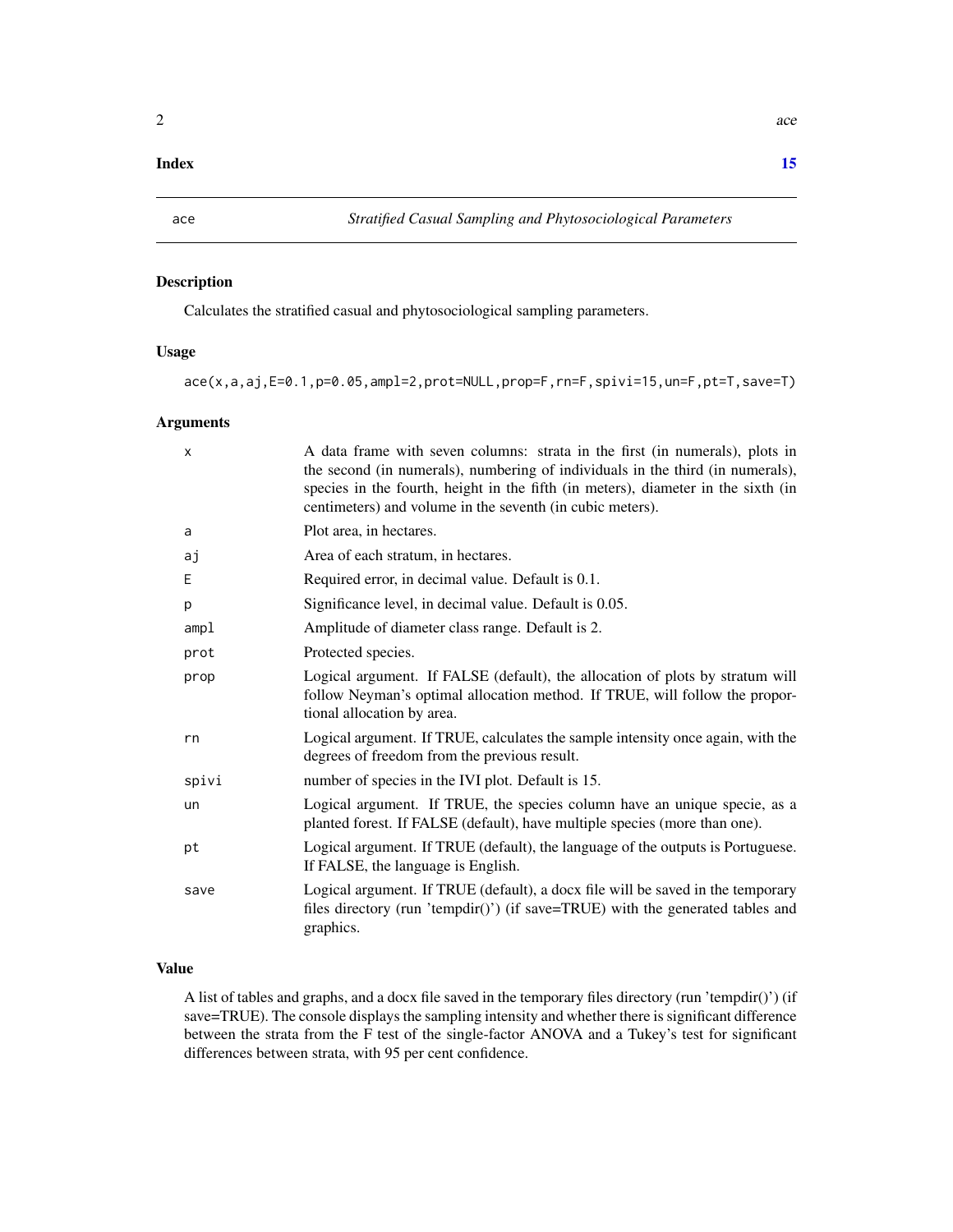**Index** **15**

---

`ace` *Stratified Casual Sampling and Phytosociological Parameters*

---

## Description

Calculates the stratified casual and phytosociological sampling parameters.

## Usage

```
ace(x,a,aj,E=0.1,p=0.05,ampl=2,prot=NULL,prop=F,rn=F,spivi=15,un=F,pt=T,save=T)
```

## Arguments

| | |
|---|---|
| `x` | A data frame with seven columns: strata in the first (in numerals), plots in the second (in numerals), numbering of individuals in the third (in numerals), species in the fourth, height in the fifth (in meters), diameter in the sixth (in centimeters) and volume in the seventh (in cubic meters). |
| `a` | Plot area, in hectares. |
| `aj` | Area of each stratum, in hectares. |
| `E` | Required error, in decimal value. Default is 0.1. |
| `p` | Significance level, in decimal value. Default is 0.05. |
| `ampl` | Amplitude of diameter class range. Default is 2. |
| `prot` | Protected species. |
| `prop` | Logical argument. If FALSE (default), the allocation of plots by stratum will follow Neyman's optimal allocation method. If TRUE, will follow the proportional allocation by area. |
| `rn` | Logical argument. If TRUE, calculates the sample intensity once again, with the degrees of freedom from the previous result. |
| `spivi` | number of species in the IVI plot. Default is 15. |
| `un` | Logical argument. If TRUE, the species column have an unique specie, as a planted forest. If FALSE (default), have multiple species (more than one). |
| `pt` | Logical argument. If TRUE (default), the language of the outputs is Portuguese. If FALSE, the language is English. |
| `save` | Logical argument. If TRUE (default), a docx file will be saved in the temporary files directory (run 'tempdir()') (if save=TRUE) with the generated tables and graphics. |

## Value

A list of tables and graphs, and a docx file saved in the temporary files directory (run 'tempdir()') (if save=TRUE). The console displays the sampling intensity and whether there is significant difference between the strata from the F test of the single-factor ANOVA and a Tukey's test for significant differences between strata, with 95 per cent confidence.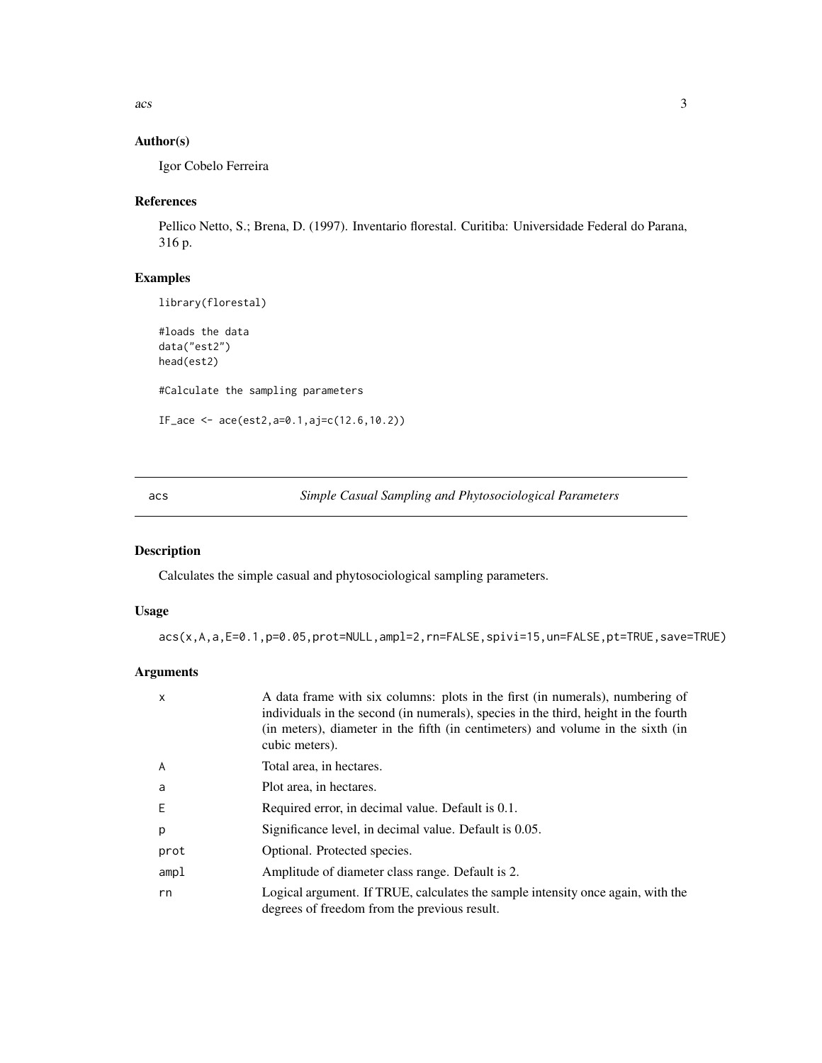## Author(s)

Igor Cobelo Ferreira

## References

Pellico Netto, S.; Brena, D. (1997). Inventario florestal. Curitiba: Universidade Federal do Parana, 316 p.

## Examples

```
library(florestal)

#loads the data
data("est2")
head(est2)

#Calculate the sampling parameters

IF_ace <- ace(est2,a=0.1,aj=c(12.6,10.2))
```

---

# acs — *Simple Casual Sampling and Phytosociological Parameters*

## Description

Calculates the simple casual and phytosociological sampling parameters.

## Usage

```
acs(x,A,a,E=0.1,p=0.05,prot=NULL,ampl=2,rn=FALSE,spivi=15,un=FALSE,pt=TRUE,save=TRUE)
```

## Arguments

| | |
|---|---|
| x | A data frame with six columns: plots in the first (in numerals), numbering of individuals in the second (in numerals), species in the third, height in the fourth (in meters), diameter in the fifth (in centimeters) and volume in the sixth (in cubic meters). |
| A | Total area, in hectares. |
| a | Plot area, in hectares. |
| E | Required error, in decimal value. Default is 0.1. |
| p | Significance level, in decimal value. Default is 0.05. |
| prot | Optional. Protected species. |
| ampl | Amplitude of diameter class range. Default is 2. |
| rn | Logical argument. If TRUE, calculates the sample intensity once again, with the degrees of freedom from the previous result. |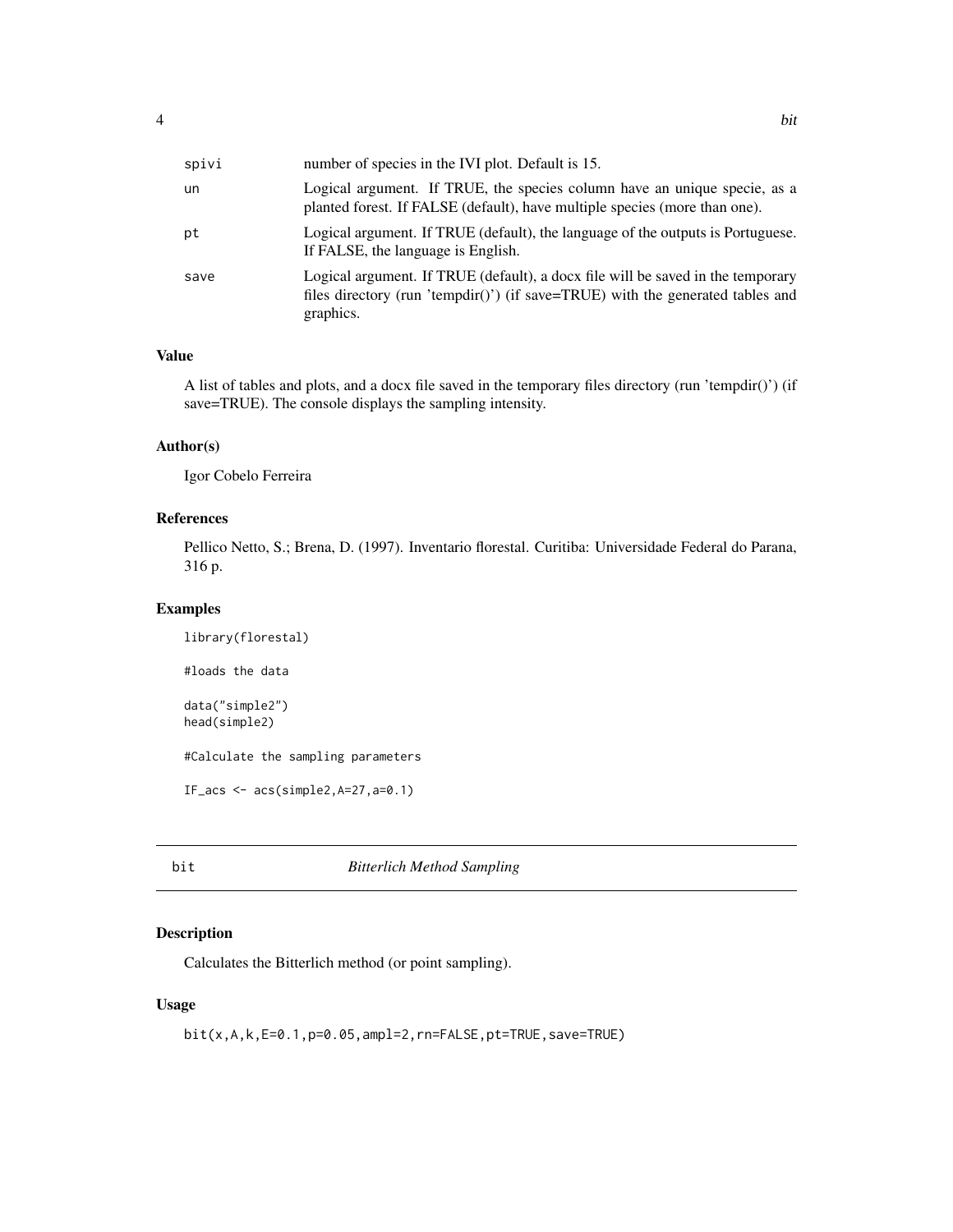| | |
|---|---|
| spivi | number of species in the IVI plot. Default is 15. |
| un | Logical argument. If TRUE, the species column have an unique specie, as a planted forest. If FALSE (default), have multiple species (more than one). |
| pt | Logical argument. If TRUE (default), the language of the outputs is Portuguese. If FALSE, the language is English. |
| save | Logical argument. If TRUE (default), a docx file will be saved in the temporary files directory (run 'tempdir()') (if save=TRUE) with the generated tables and graphics. |

### Value

A list of tables and plots, and a docx file saved in the temporary files directory (run 'tempdir()') (if save=TRUE). The console displays the sampling intensity.

### Author(s)

Igor Cobelo Ferreira

### References

Pellico Netto, S.; Brena, D. (1997). Inventario florestal. Curitiba: Universidade Federal do Parana, 316 p.

### Examples

```
library(florestal)

#loads the data

data("simple2")
head(simple2)

#Calculate the sampling parameters

IF_acs <- acs(simple2,A=27,a=0.1)
```

## bit *Bitterlich Method Sampling*

### Description

Calculates the Bitterlich method (or point sampling).

### Usage

```
bit(x,A,k,E=0.1,p=0.05,ampl=2,rn=FALSE,pt=TRUE,save=TRUE)
```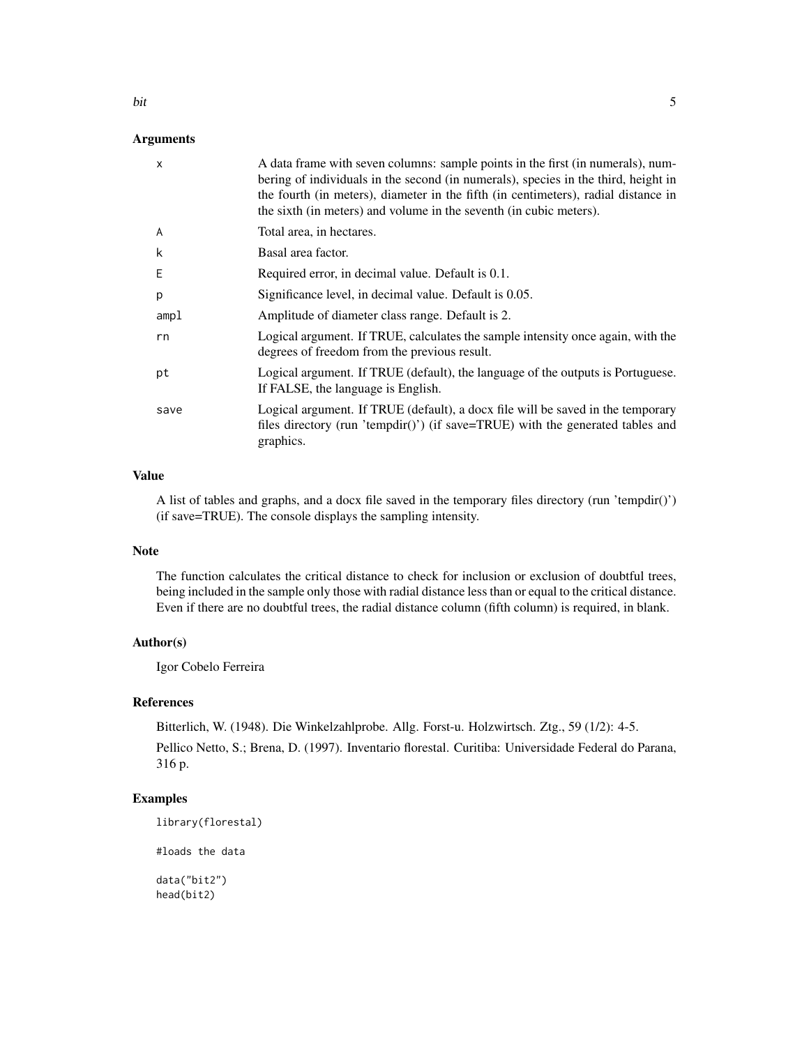## Arguments

| | |
|---|---|
| x | A data frame with seven columns: sample points in the first (in numerals), numbering of individuals in the second (in numerals), species in the third, height in the fourth (in meters), diameter in the fifth (in centimeters), radial distance in the sixth (in meters) and volume in the seventh (in cubic meters). |
| A | Total area, in hectares. |
| k | Basal area factor. |
| E | Required error, in decimal value. Default is 0.1. |
| p | Significance level, in decimal value. Default is 0.05. |
| ampl | Amplitude of diameter class range. Default is 2. |
| rn | Logical argument. If TRUE, calculates the sample intensity once again, with the degrees of freedom from the previous result. |
| pt | Logical argument. If TRUE (default), the language of the outputs is Portuguese. If FALSE, the language is English. |
| save | Logical argument. If TRUE (default), a docx file will be saved in the temporary files directory (run 'tempdir()') (if save=TRUE) with the generated tables and graphics. |

## Value

A list of tables and graphs, and a docx file saved in the temporary files directory (run 'tempdir()') (if save=TRUE). The console displays the sampling intensity.

## Note

The function calculates the critical distance to check for inclusion or exclusion of doubtful trees, being included in the sample only those with radial distance less than or equal to the critical distance. Even if there are no doubtful trees, the radial distance column (fifth column) is required, in blank.

## Author(s)

Igor Cobelo Ferreira

## References

Bitterlich, W. (1948). Die Winkelzahlprobe. Allg. Forst-u. Holzwirtsch. Ztg., 59 (1/2): 4-5.

Pellico Netto, S.; Brena, D. (1997). Inventario florestal. Curitiba: Universidade Federal do Parana, 316 p.

## Examples

```
library(florestal)

#loads the data

data("bit2")
head(bit2)
```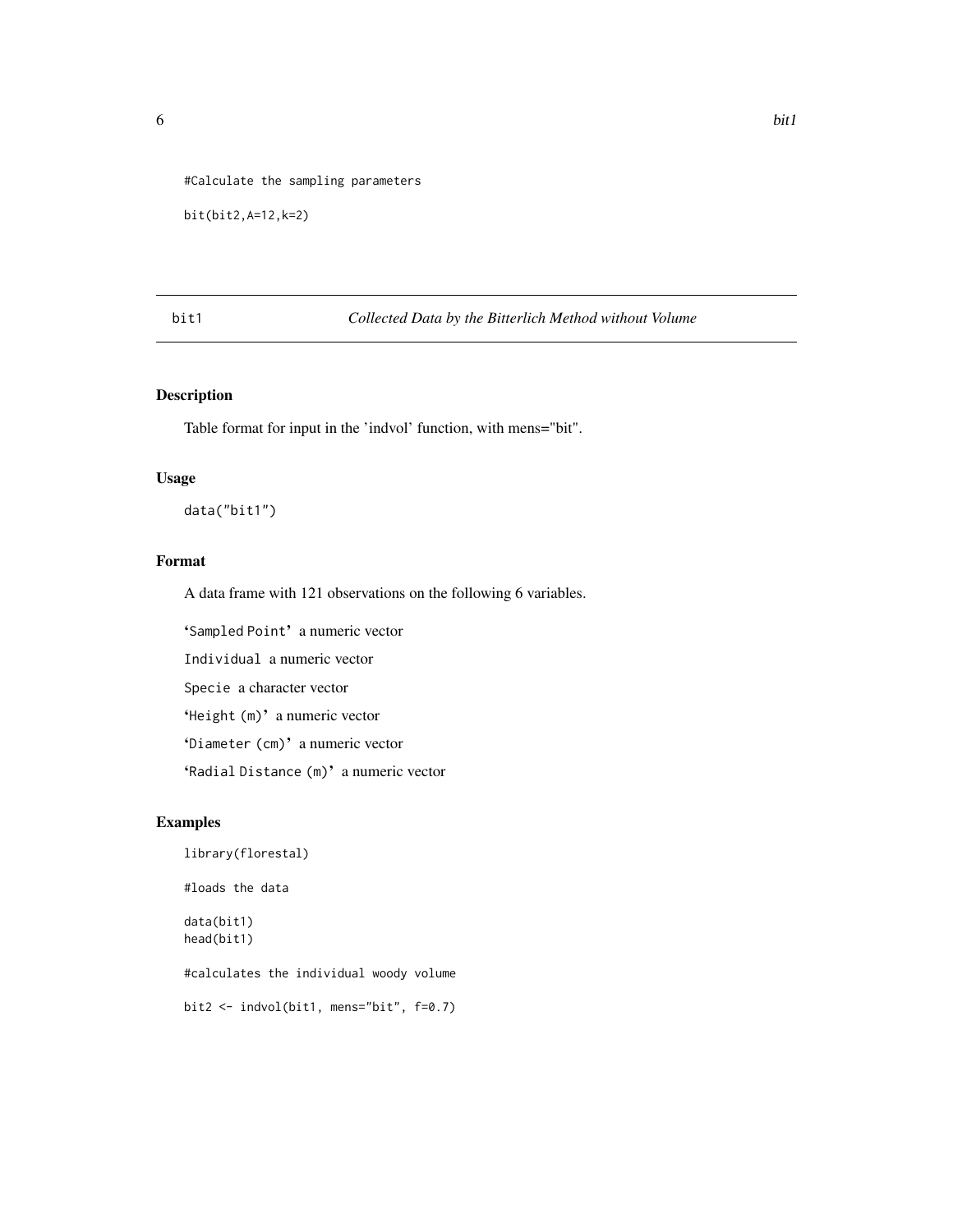```
#Calculate the sampling parameters

bit(bit2,A=12,k=2)
```

## bit1 *Collected Data by the Bitterlich Method without Volume*

### Description

Table format for input in the 'indvol' function, with mens="bit".

### Usage

```
data("bit1")
```

### Format

A data frame with 121 observations on the following 6 variables.

`Sampled Point` a numeric vector

`Individual` a numeric vector

`Specie` a character vector

`Height (m)` a numeric vector

`Diameter (cm)` a numeric vector

`Radial Distance (m)` a numeric vector

### Examples

```
library(florestal)

#loads the data

data(bit1)
head(bit1)

#calculates the individual woody volume

bit2 <- indvol(bit1, mens="bit", f=0.7)
```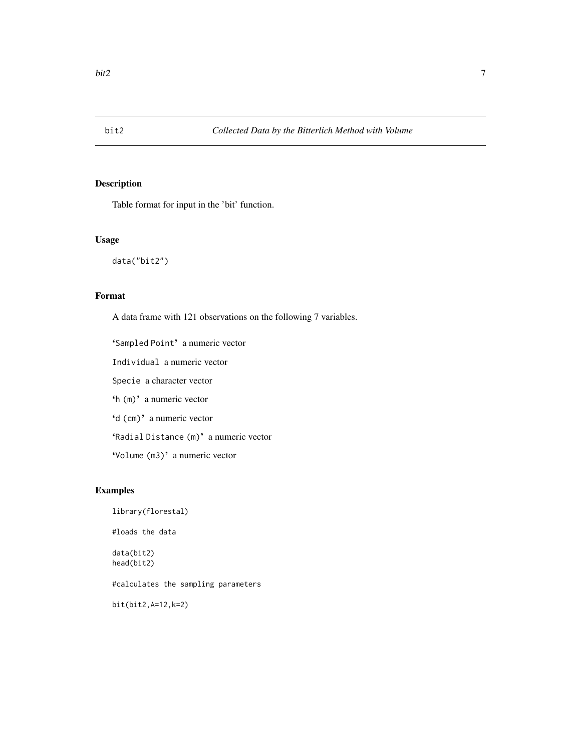# bit2 — *Collected Data by the Bitterlich Method with Volume*

## Description

Table format for input in the 'bit' function.

## Usage

```
data("bit2")
```

## Format

A data frame with 121 observations on the following 7 variables.

`Sampled Point` a numeric vector

`Individual` a numeric vector

`Specie` a character vector

`h (m)` a numeric vector

`d (cm)` a numeric vector

`Radial Distance (m)` a numeric vector

`Volume (m3)` a numeric vector

## Examples

```
library(florestal)

#loads the data

data(bit2)
head(bit2)

#calculates the sampling parameters

bit(bit2,A=12,k=2)
```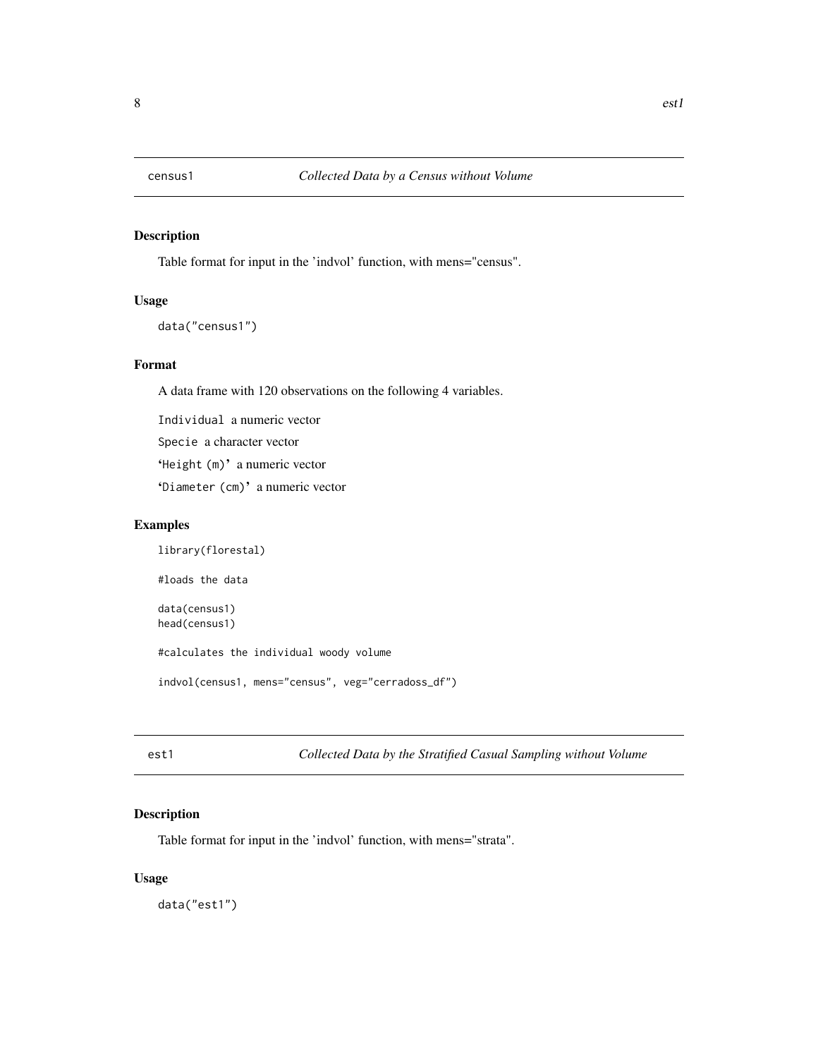## census1 *Collected Data by a Census without Volume*

### Description

Table format for input in the 'indvol' function, with mens="census".

### Usage

```
data("census1")
```

### Format

A data frame with 120 observations on the following 4 variables.

- `Individual` a numeric vector
- `Specie` a character vector
- `'Height (m)'` a numeric vector
- `'Diameter (cm)'` a numeric vector

### Examples

```
library(florestal)

#loads the data

data(census1)
head(census1)

#calculates the individual woody volume

indvol(census1, mens="census", veg="cerradoss_df")
```

## est1 *Collected Data by the Stratified Casual Sampling without Volume*

### Description

Table format for input in the 'indvol' function, with mens="strata".

### Usage

```
data("est1")
```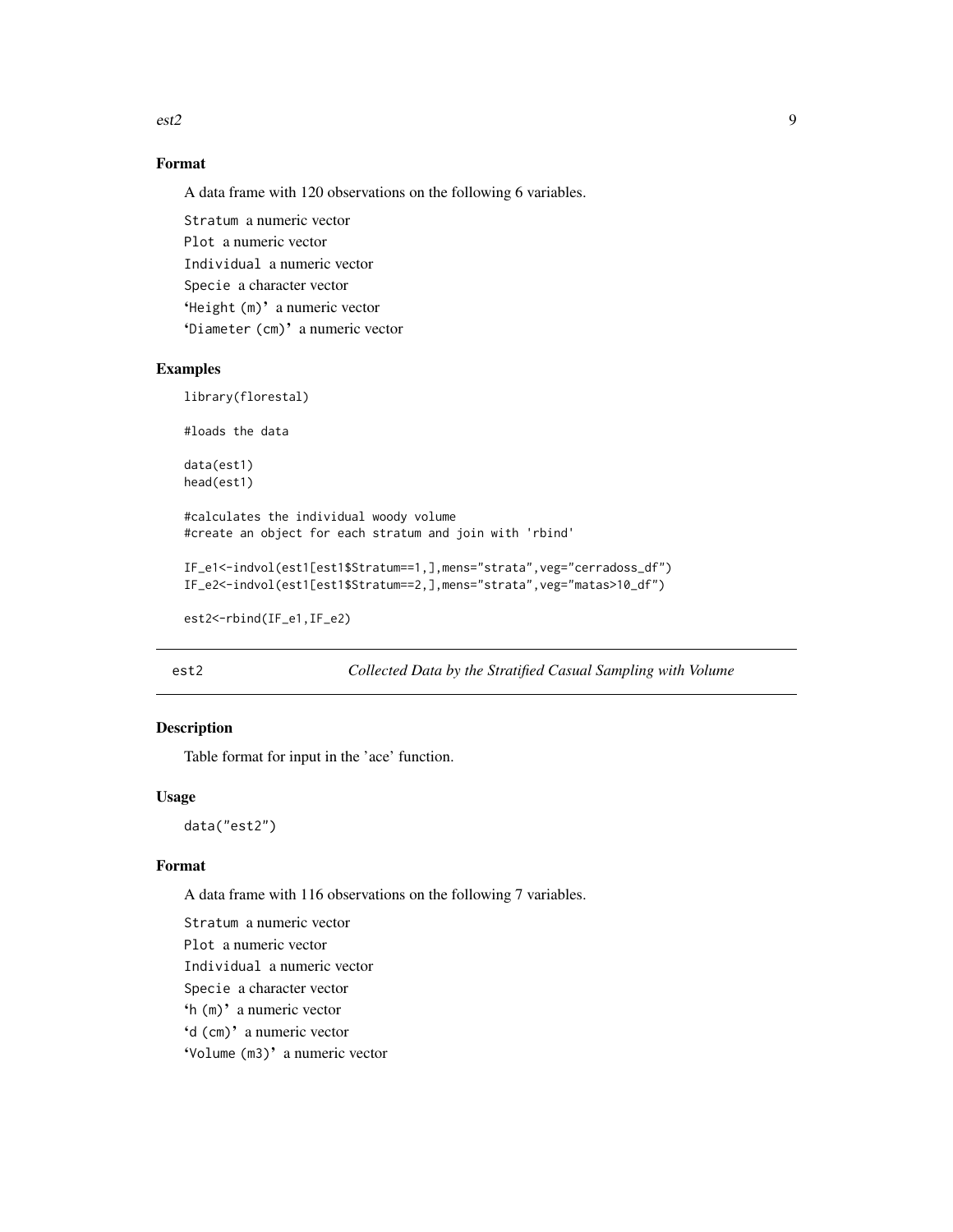## Format

A data frame with 120 observations on the following 6 variables.

Stratum a numeric vector

Plot a numeric vector

Individual a numeric vector

Specie a character vector

'Height (m)' a numeric vector

'Diameter (cm)' a numeric vector

## Examples

```
library(florestal)

#loads the data

data(est1)
head(est1)

#calculates the individual woody volume
#create an object for each stratum and join with 'rbind'

IF_e1<-indvol(est1[est1$Stratum==1,],mens="strata",veg="cerradoss_df")
IF_e2<-indvol(est1[est1$Stratum==2,],mens="strata",veg="matas>10_df")

est2<-rbind(IF_e1,IF_e2)
```

---

# est2 — *Collected Data by the Stratified Casual Sampling with Volume*

---

## Description

Table format for input in the 'ace' function.

## Usage

```
data("est2")
```

## Format

A data frame with 116 observations on the following 7 variables.

Stratum a numeric vector

Plot a numeric vector

Individual a numeric vector

Specie a character vector

'h (m)' a numeric vector

'd (cm)' a numeric vector

'Volume (m3)' a numeric vector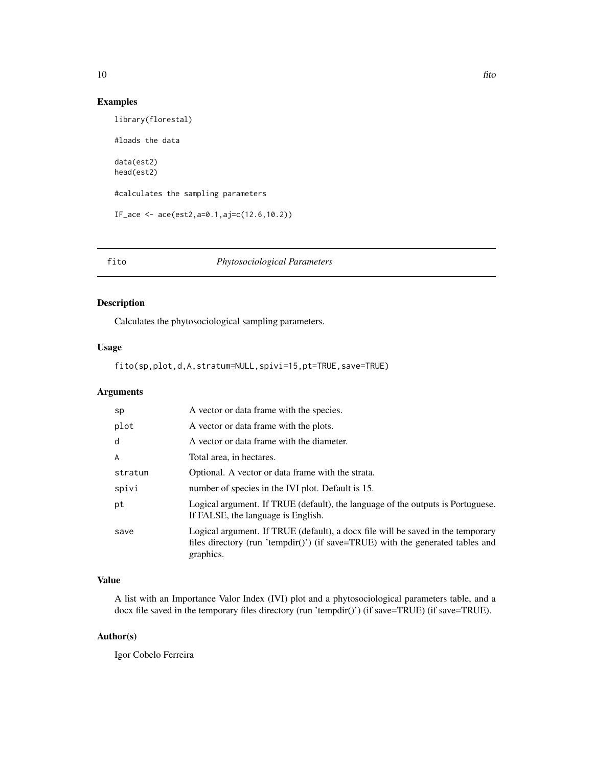## Examples

```
library(florestal)

#loads the data

data(est2)
head(est2)

#calculates the sampling parameters

IF_ace <- ace(est2,a=0.1,aj=c(12.6,10.2))
```

---

# fito *Phytosociological Parameters*

---

### Description

Calculates the phytosociological sampling parameters.

### Usage

```
fito(sp,plot,d,A,stratum=NULL,spivi=15,pt=TRUE,save=TRUE)
```

### Arguments

| | |
|---|---|
| sp | A vector or data frame with the species. |
| plot | A vector or data frame with the plots. |
| d | A vector or data frame with the diameter. |
| A | Total area, in hectares. |
| stratum | Optional. A vector or data frame with the strata. |
| spivi | number of species in the IVI plot. Default is 15. |
| pt | Logical argument. If TRUE (default), the language of the outputs is Portuguese. If FALSE, the language is English. |
| save | Logical argument. If TRUE (default), a docx file will be saved in the temporary files directory (run 'tempdir()') (if save=TRUE) with the generated tables and graphics. |

### Value

A list with an Importance Valor Index (IVI) plot and a phytosociological parameters table, and a docx file saved in the temporary files directory (run 'tempdir()') (if save=TRUE) (if save=TRUE).

### Author(s)

Igor Cobelo Ferreira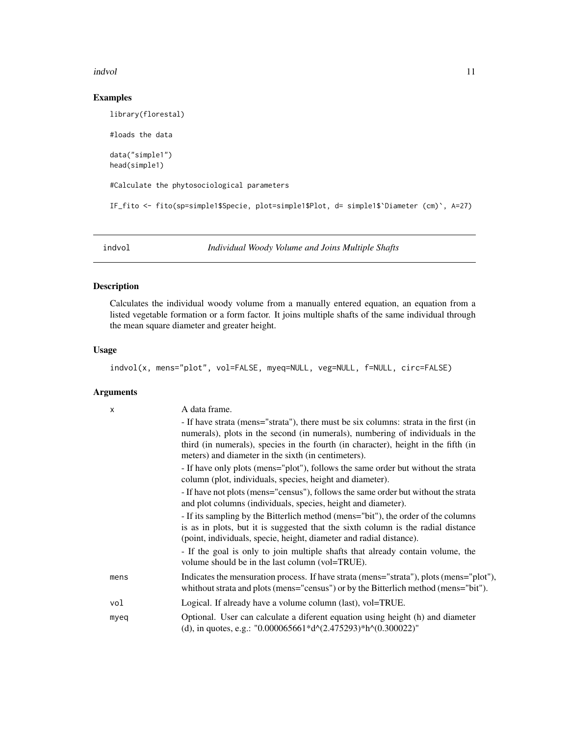## Examples

```
library(florestal)

#loads the data

data("simple1")
head(simple1)

#Calculate the phytosociological parameters

IF_fito <- fito(sp=simple1$Specie, plot=simple1$Plot, d= simple1$`Diameter (cm)`, A=27)
```

---

## indvol — *Individual Woody Volume and Joins Multiple Shafts*

### Description

Calculates the individual woody volume from a manually entered equation, an equation from a listed vegetable formation or a form factor. It joins multiple shafts of the same individual through the mean square diameter and greater height.

### Usage

```
indvol(x, mens="plot", vol=FALSE, myeq=NULL, veg=NULL, f=NULL, circ=FALSE)
```

### Arguments

| | |
|---|---|
| x | A data frame.<br>- If have strata (mens="strata"), there must be six columns: strata in the first (in numerals), plots in the second (in numerals), numbering of individuals in the third (in numerals), species in the fourth (in character), height in the fifth (in meters) and diameter in the sixth (in centimeters).<br>- If have only plots (mens="plot"), follows the same order but without the strata column (plot, individuals, species, height and diameter).<br>- If have not plots (mens="census"), follows the same order but without the strata and plot columns (individuals, species, height and diameter).<br>- If its sampling by the Bitterlich method (mens="bit"), the order of the columns is as in plots, but it is suggested that the sixth column is the radial distance (point, individuals, specie, height, diameter and radial distance).<br>- If the goal is only to join multiple shafts that already contain volume, the volume should be in the last column (vol=TRUE). |
| mens | Indicates the mensuration process. If have strata (mens="strata"), plots (mens="plot"), whithout strata and plots (mens="census") or by the Bitterlich method (mens="bit"). |
| vol | Logical. If already have a volume column (last), vol=TRUE. |
| myeq | Optional. User can calculate a diferent equation using height (h) and diameter (d), in quotes, e.g.: "0.000065661*d^(2.475293)*h^(0.300022)" |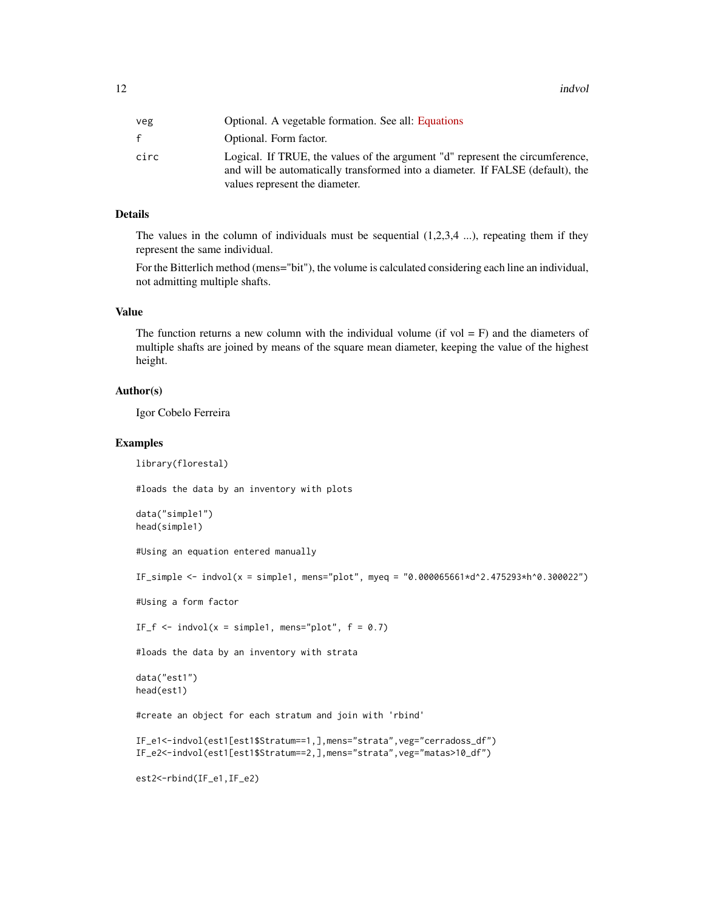| | |
|---|---|
| veg | Optional. A vegetable formation. See all: Equations |
| f | Optional. Form factor. |
| circ | Logical. If TRUE, the values of the argument "d" represent the circumference, and will be automatically transformed into a diameter. If FALSE (default), the values represent the diameter. |

## Details

The values in the column of individuals must be sequential (1,2,3,4 ...), repeating them if they represent the same individual.

For the Bitterlich method (mens="bit"), the volume is calculated considering each line an individual, not admitting multiple shafts.

## Value

The function returns a new column with the individual volume (if vol = F) and the diameters of multiple shafts are joined by means of the square mean diameter, keeping the value of the highest height.

## Author(s)

Igor Cobelo Ferreira

## Examples

```
library(florestal)

#loads the data by an inventory with plots

data("simple1")
head(simple1)

#Using an equation entered manually

IF_simple <- indvol(x = simple1, mens="plot", myeq = "0.000065661*d^2.475293*h^0.300022")

#Using a form factor

IF_f <- indvol(x = simple1, mens="plot", f = 0.7)

#loads the data by an inventory with strata

data("est1")
head(est1)

#create an object for each stratum and join with 'rbind'

IF_e1<-indvol(est1[est1$Stratum==1,],mens="strata",veg="cerradoss_df")
IF_e2<-indvol(est1[est1$Stratum==2,],mens="strata",veg="matas>10_df")

est2<-rbind(IF_e1,IF_e2)
```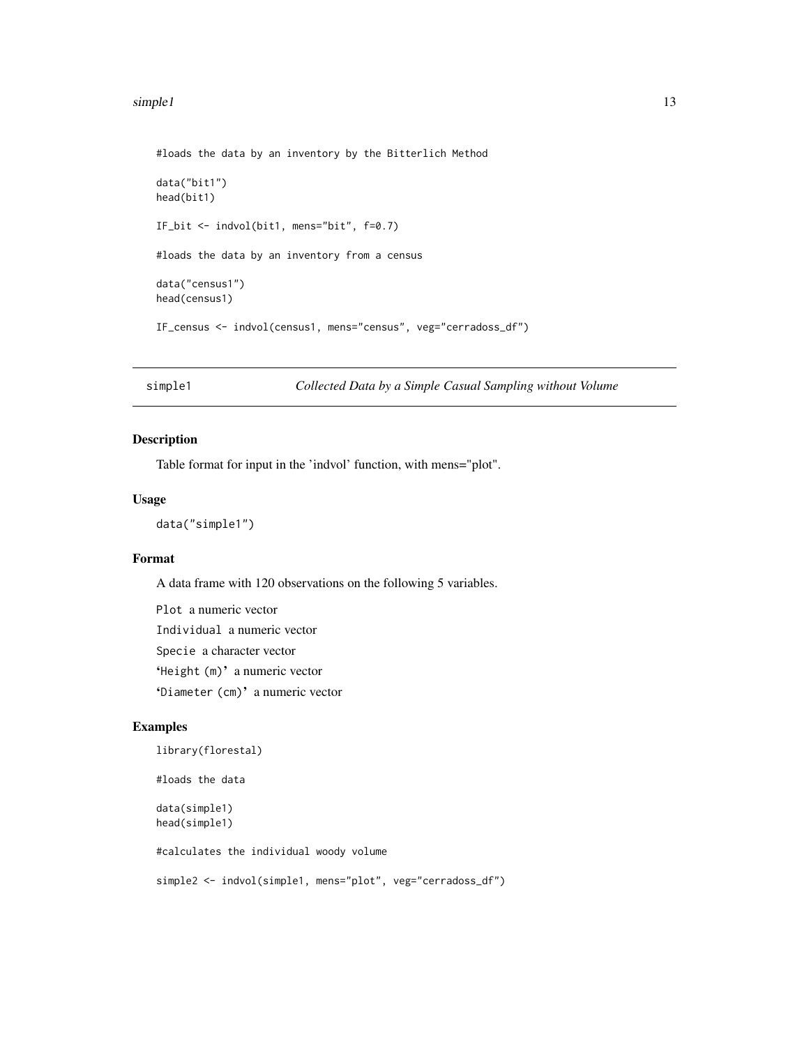```
#loads the data by an inventory by the Bitterlich Method

data("bit1")
head(bit1)

IF_bit <- indvol(bit1, mens="bit", f=0.7)

#loads the data by an inventory from a census

data("census1")
head(census1)

IF_census <- indvol(census1, mens="census", veg="cerradoss_df")
```

## simple1 — *Collected Data by a Simple Casual Sampling without Volume*

### Description

Table format for input in the 'indvol' function, with mens="plot".

### Usage

```
data("simple1")
```

### Format

A data frame with 120 observations on the following 5 variables.

- `Plot` a numeric vector
- `Individual` a numeric vector
- `Specie` a character vector
- `'Height (m)'` a numeric vector
- `'Diameter (cm)'` a numeric vector

### Examples

```
library(florestal)

#loads the data

data(simple1)
head(simple1)

#calculates the individual woody volume

simple2 <- indvol(simple1, mens="plot", veg="cerradoss_df")
```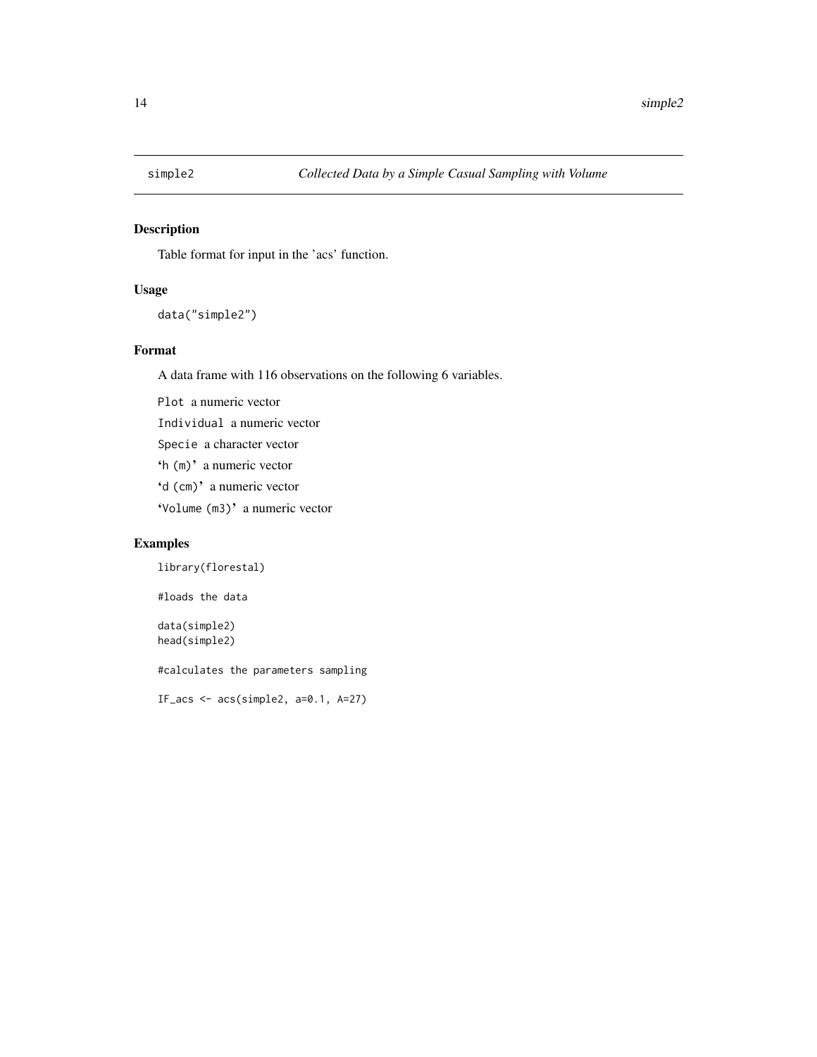## simple2 — *Collected Data by a Simple Casual Sampling with Volume*

### Description

Table format for input in the 'acs' function.

### Usage

```
data("simple2")
```

### Format

A data frame with 116 observations on the following 6 variables.

`Plot` a numeric vector

`Individual` a numeric vector

`Specie` a character vector

`` `h (m)` `` a numeric vector

`` `d (cm)` `` a numeric vector

`` `Volume (m3)` `` a numeric vector

### Examples

```
library(florestal)

#loads the data

data(simple2)
head(simple2)

#calculates the parameters sampling

IF_acs <- acs(simple2, a=0.1, A=27)
```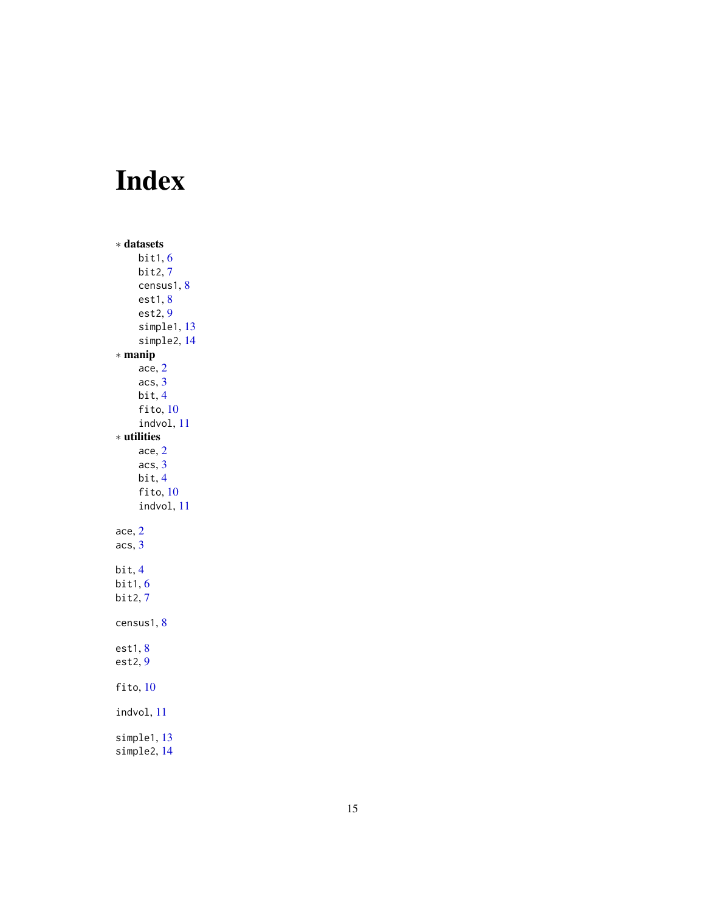# Index

* **datasets**
  - bit1, 6
  - bit2, 7
  - census1, 8
  - est1, 8
  - est2, 9
  - simple1, 13
  - simple2, 14

* **manip**
  - ace, 2
  - acs, 3
  - bit, 4
  - fito, 10
  - indvol, 11

* **utilities**
  - ace, 2
  - acs, 3
  - bit, 4
  - fito, 10
  - indvol, 11

ace, 2
acs, 3

bit, 4
bit1, 6
bit2, 7

census1, 8

est1, 8
est2, 9

fito, 10

indvol, 11

simple1, 13
simple2, 14